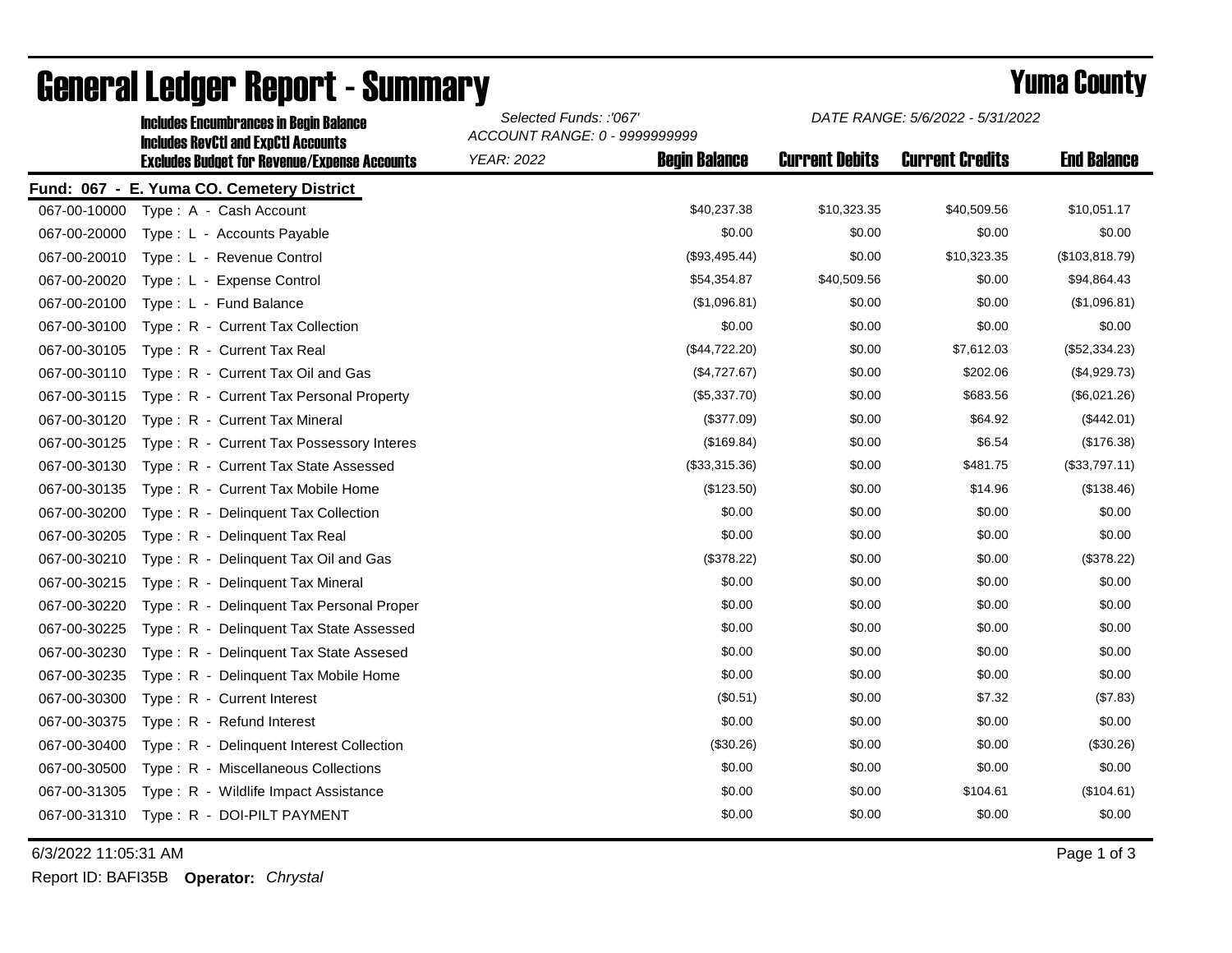# General Ledger Report - Summary

## Yuma County

**Includes Encumbrances in Begin Balance**
**Includes RevCtl and ExpCtl Accounts**
**Excludes Budget for Revenue/Expense Accounts**

*Selected Funds: :'067'*
*ACCOUNT RANGE: 0 - 9999999999*
*YEAR: 2022*

*DATE RANGE: 5/6/2022 - 5/31/2022*

**Fund: 067 - E. Yuma CO. Cemetery District**

| Account | Description | Begin Balance | Current Debits | Current Credits | End Balance |
|---|---|---|---|---|---|
| 067-00-10000 | Type : A - Cash Account | $40,237.38 | $10,323.35 | $40,509.56 | $10,051.17 |
| 067-00-20000 | Type : L - Accounts Payable | $0.00 | $0.00 | $0.00 | $0.00 |
| 067-00-20010 | Type : L - Revenue Control | ($93,495.44) | $0.00 | $10,323.35 | ($103,818.79) |
| 067-00-20020 | Type : L - Expense Control | $54,354.87 | $40,509.56 | $0.00 | $94,864.43 |
| 067-00-20100 | Type : L - Fund Balance | ($1,096.81) | $0.00 | $0.00 | ($1,096.81) |
| 067-00-30100 | Type : R - Current Tax Collection | $0.00 | $0.00 | $0.00 | $0.00 |
| 067-00-30105 | Type : R - Current Tax Real | ($44,722.20) | $0.00 | $7,612.03 | ($52,334.23) |
| 067-00-30110 | Type : R - Current Tax Oil and Gas | ($4,727.67) | $0.00 | $202.06 | ($4,929.73) |
| 067-00-30115 | Type : R - Current Tax Personal Property | ($5,337.70) | $0.00 | $683.56 | ($6,021.26) |
| 067-00-30120 | Type : R - Current Tax Mineral | ($377.09) | $0.00 | $64.92 | ($442.01) |
| 067-00-30125 | Type : R - Current Tax Possessory Interes | ($169.84) | $0.00 | $6.54 | ($176.38) |
| 067-00-30130 | Type : R - Current Tax State Assessed | ($33,315.36) | $0.00 | $481.75 | ($33,797.11) |
| 067-00-30135 | Type : R - Current Tax Mobile Home | ($123.50) | $0.00 | $14.96 | ($138.46) |
| 067-00-30200 | Type : R - Delinquent Tax Collection | $0.00 | $0.00 | $0.00 | $0.00 |
| 067-00-30205 | Type : R - Delinquent Tax Real | $0.00 | $0.00 | $0.00 | $0.00 |
| 067-00-30210 | Type : R - Delinquent Tax Oil and Gas | ($378.22) | $0.00 | $0.00 | ($378.22) |
| 067-00-30215 | Type : R - Delinquent Tax Mineral | $0.00 | $0.00 | $0.00 | $0.00 |
| 067-00-30220 | Type : R - Delinquent Tax Personal Proper | $0.00 | $0.00 | $0.00 | $0.00 |
| 067-00-30225 | Type : R - Delinquent Tax State Assessed | $0.00 | $0.00 | $0.00 | $0.00 |
| 067-00-30230 | Type : R - Delinquent Tax State Assesed | $0.00 | $0.00 | $0.00 | $0.00 |
| 067-00-30235 | Type : R - Delinquent Tax Mobile Home | $0.00 | $0.00 | $0.00 | $0.00 |
| 067-00-30300 | Type : R - Current Interest | ($0.51) | $0.00 | $7.32 | ($7.83) |
| 067-00-30375 | Type : R - Refund Interest | $0.00 | $0.00 | $0.00 | $0.00 |
| 067-00-30400 | Type : R - Delinquent Interest Collection | ($30.26) | $0.00 | $0.00 | ($30.26) |
| 067-00-30500 | Type : R - Miscellaneous Collections | $0.00 | $0.00 | $0.00 | $0.00 |
| 067-00-31305 | Type : R - Wildlife Impact Assistance | $0.00 | $0.00 | $104.61 | ($104.61) |
| 067-00-31310 | Type : R - DOI-PILT PAYMENT | $0.00 | $0.00 | $0.00 | $0.00 |

6/3/2022 11:05:31 AM

Report ID: BAFI35B **Operator:** *Chrystal*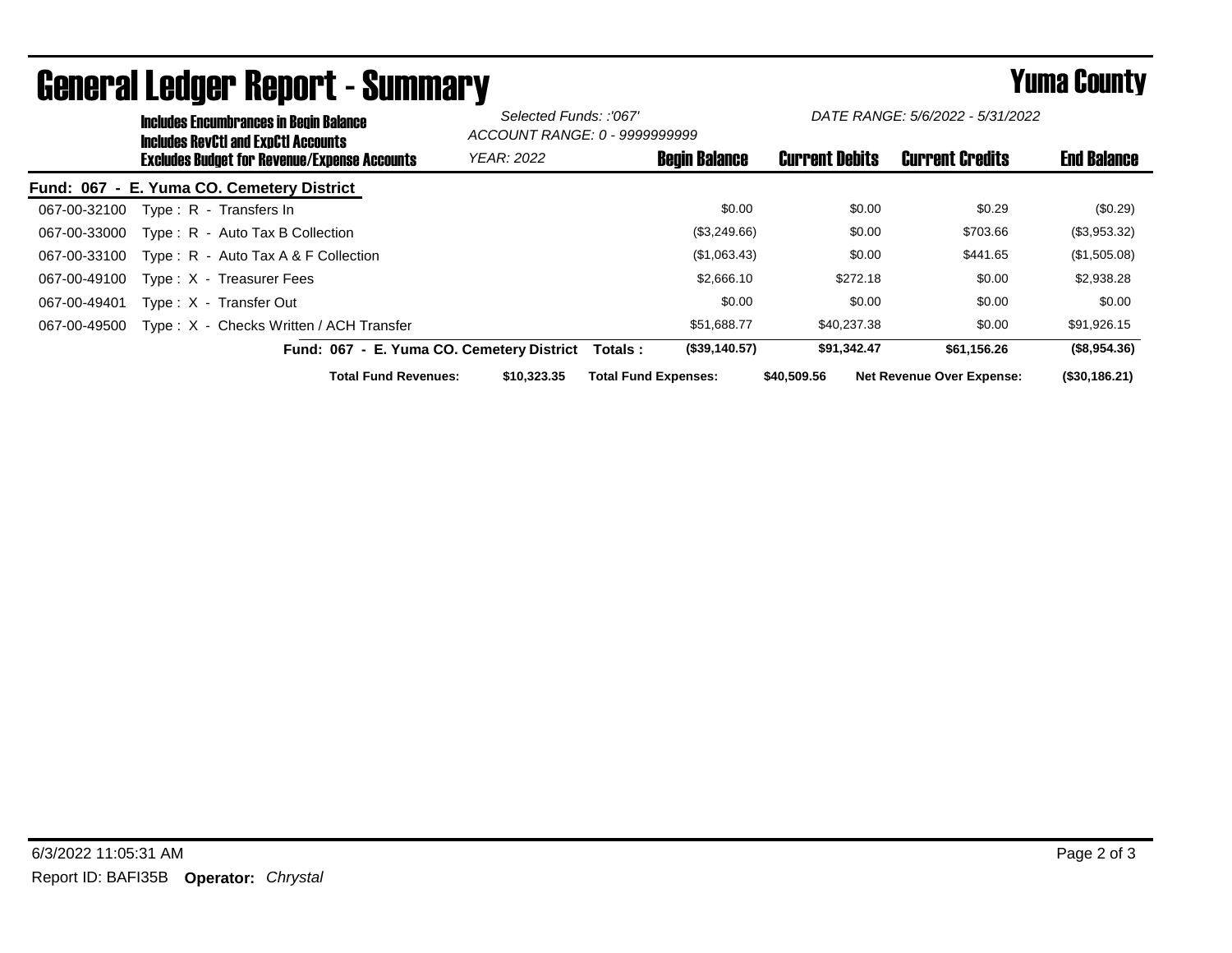# General Ledger Report - Summary

## Yuma County

**Includes Encumbrances in Begin Balance**
**Includes RevCtl and ExpCtl Accounts**
**Excludes Budget for Revenue/Expense Accounts**

*Selected Funds: :'067'*
*ACCOUNT RANGE: 0 - 9999999999*
*YEAR: 2022*

*DATE RANGE: 5/6/2022 - 5/31/2022*

| | | Begin Balance | Current Debits | Current Credits | End Balance |
|---|---|---|---|---|---|
| **Fund: 067 - E. Yuma CO. Cemetery District** | | | | | |
| 067-00-32100 | Type : R - Transfers In | $0.00 | $0.00 | $0.29 | ($0.29) |
| 067-00-33000 | Type : R - Auto Tax B Collection | ($3,249.66) | $0.00 | $703.66 | ($3,953.32) |
| 067-00-33100 | Type : R - Auto Tax A & F Collection | ($1,063.43) | $0.00 | $441.65 | ($1,505.08) |
| 067-00-49100 | Type : X - Treasurer Fees | $2,666.10 | $272.18 | $0.00 | $2,938.28 |
| 067-00-49401 | Type : X - Transfer Out | $0.00 | $0.00 | $0.00 | $0.00 |
| 067-00-49500 | Type : X - Checks Written / ACH Transfer | $51,688.77 | $40,237.38 | $0.00 | $91,926.15 |
| | **Fund: 067 - E. Yuma CO. Cemetery District Totals :** | **($39,140.57)** | **$91,342.47** | **$61,156.26** | **($8,954.36)** |

**Total Fund Revenues:** **$10,323.35** **Total Fund Expenses:** **$40,509.56** **Net Revenue Over Expense:** **($30,186.21)**

6/3/2022 11:05:31 AM

Report ID: BAFI35B **Operator:** *Chrystal*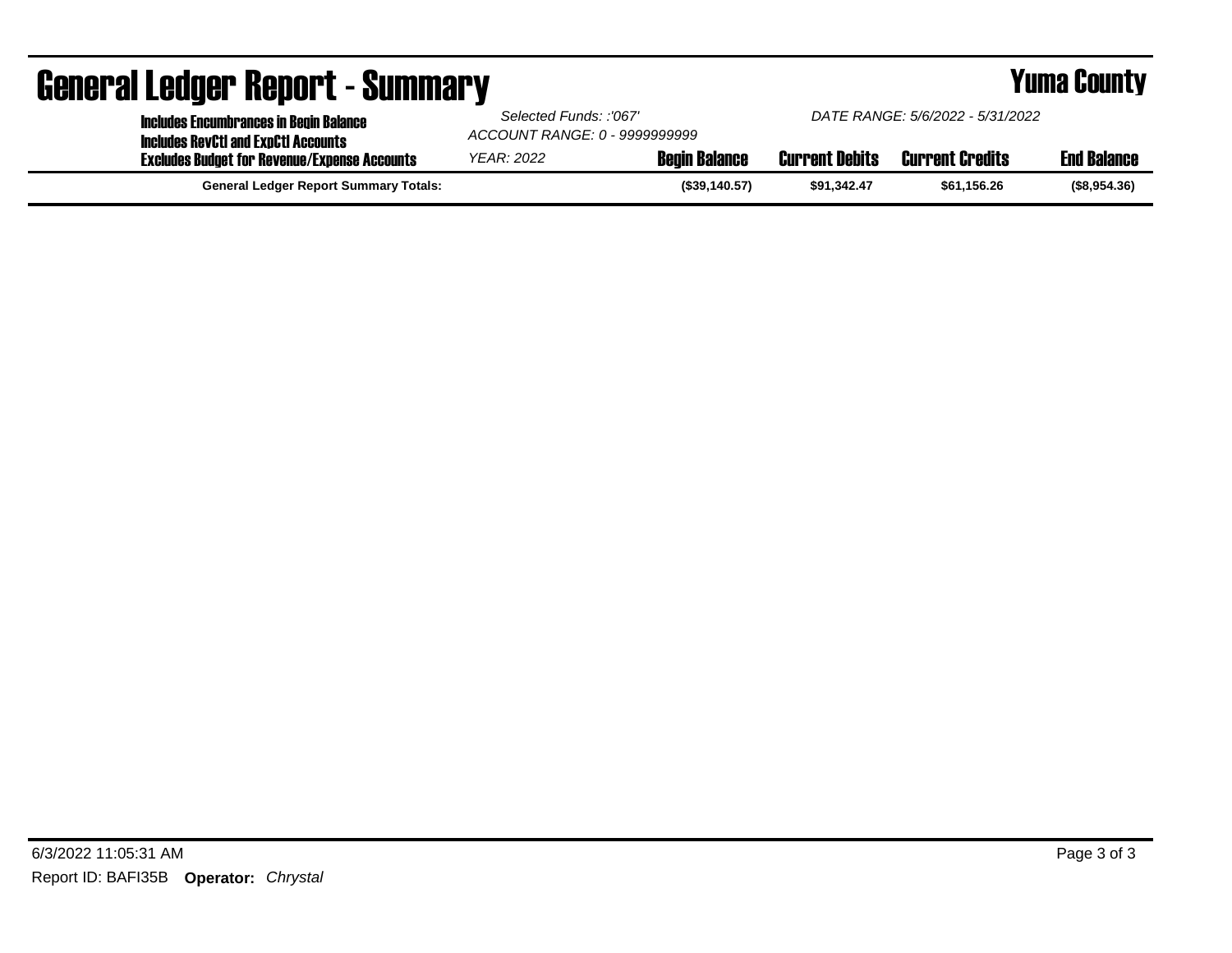# General Ledger Report - Summary

## Yuma County

**Includes Encumbrances in Begin Balance**
**Includes RevCtl and ExpCtl Accounts**
**Excludes Budget for Revenue/Expense Accounts**

*Selected Funds: :'067'*
*ACCOUNT RANGE: 0 - 9999999999*
*YEAR: 2022*

*DATE RANGE: 5/6/2022 - 5/31/2022*

| | Begin Balance | Current Debits | Current Credits | End Balance |
|---|---|---|---|---|
| **General Ledger Report Summary Totals:** | **($39,140.57)** | **$91,342.47** | **$61,156.26** | **($8,954.36)** |

6/3/2022 11:05:31 AM

Report ID: BAFI35B **Operator:** *Chrystal*